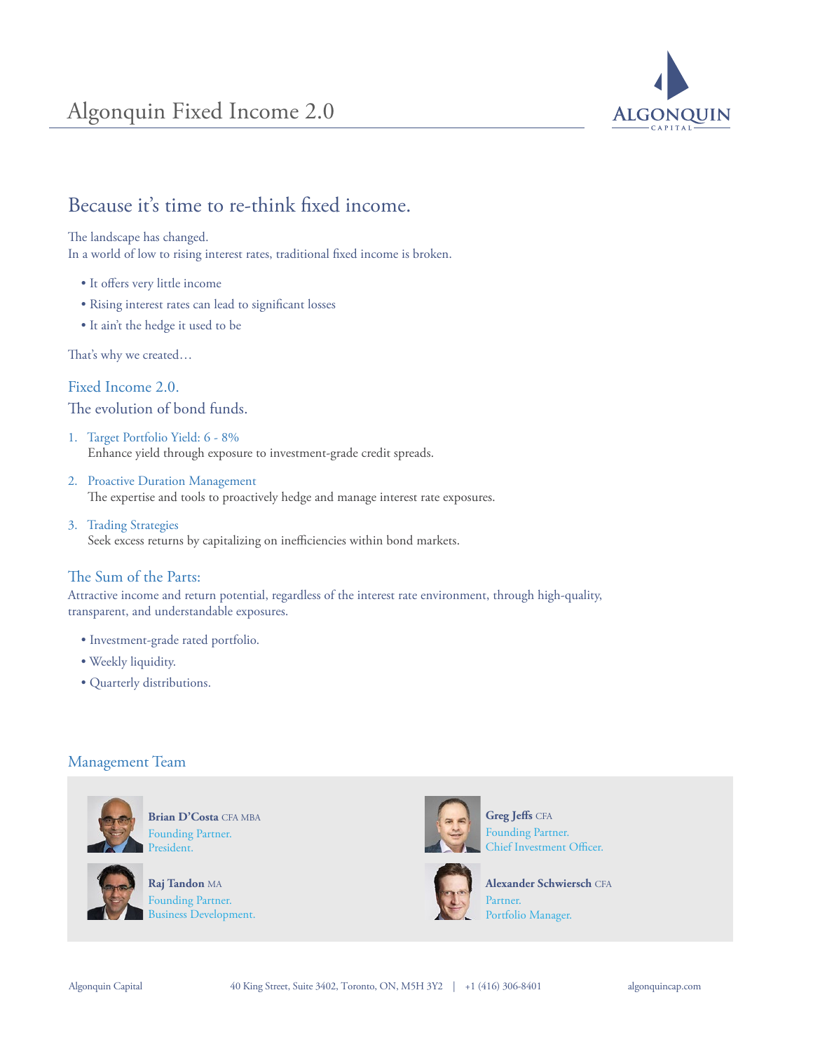# Algonquin Fixed Income 2.0

## Because it's time to re-think fixed income.

The landscape has changed.
In a world of low to rising interest rates, traditional fixed income is broken.

- It offers very little income
- Rising interest rates can lead to significant losses
- It ain't the hedge it used to be

That's why we created…

### Fixed Income 2.0.

The evolution of bond funds.

1. Target Portfolio Yield: 6 - 8%
   Enhance yield through exposure to investment-grade credit spreads.
2. Proactive Duration Management
   The expertise and tools to proactively hedge and manage interest rate exposures.
3. Trading Strategies
   Seek excess returns by capitalizing on inefficiencies within bond markets.

### The Sum of the Parts:

Attractive income and return potential, regardless of the interest rate environment, through high-quality, transparent, and understandable exposures.

- Investment-grade rated portfolio.
- Weekly liquidity.
- Quarterly distributions.

### Management Team

**Brian D'Costa** CFA MBA
Founding Partner.
President.

**Raj Tandon** MA
Founding Partner.
Business Development.

**Greg Jeffs** CFA
Founding Partner.
Chief Investment Officer.

**Alexander Schwiersch** CFA
Partner.
Portfolio Manager.

Algonquin Capital | 40 King Street, Suite 3402, Toronto, ON, M5H 3Y2 | +1 (416) 306-8401 | algonquincap.com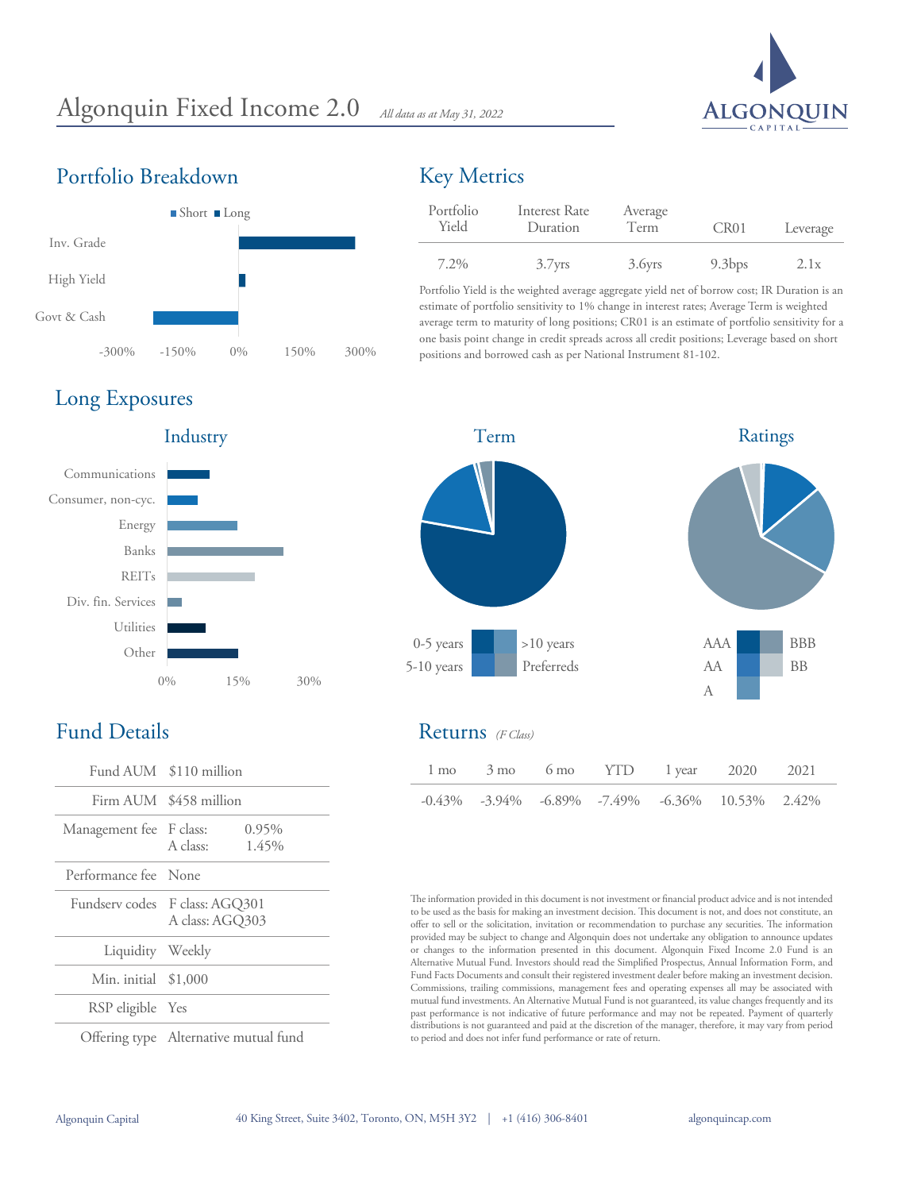# Algonquin Fixed Income 2.0

*All data as at May 31, 2022*

## Portfolio Breakdown

Short Long

Inv. Grade

High Yield

Govt & Cash

-300% -150% 0% 150% 300%

## Key Metrics

| Portfolio Yield | Interest Rate Duration | Average Term | CR01 | Leverage |
|---|---|---|---|---|
| 7.2% | 3.7yrs | 3.6yrs | 9.3bps | 2.1x |

Portfolio Yield is the weighted average aggregate yield net of borrow cost; IR Duration is an estimate of portfolio sensitivity to 1% change in interest rates; Average Term is weighted average term to maturity of long positions; CR01 is an estimate of portfolio sensitivity for a one basis point change in credit spreads across all credit positions; Leverage based on short positions and borrowed cash as per National Instrument 81-102.

## Long Exposures

### Industry

Communications

Consumer, non-cyc.

Energy

Banks

REITs

Div. fin. Services

Utilities

Other

0% 15% 30%

### Term

0-5 years

5-10 years

>10 years

Preferreds

### Ratings

AAA

AA

A

BBB

BB

## Fund Details

| | |
|---|---|
| Fund AUM | $110 million |
| Firm AUM | $458 million |
| Management fee | F class: 0.95%<br>A class: 1.45% |
| Performance fee | None |
| Fundserv codes | F class: AGQ301<br>A class: AGQ303 |
| Liquidity | Weekly |
| Min. initial | $1,000 |
| RSP eligible | Yes |
| Offering type | Alternative mutual fund |

## Returns *(F Class)*

| 1 mo | 3 mo | 6 mo | YTD | 1 year | 2020 | 2021 |
|---|---|---|---|---|---|---|
| -0.43% | -3.94% | -6.89% | -7.49% | -6.36% | 10.53% | 2.42% |

The information provided in this document is not investment or financial product advice and is not intended to be used as the basis for making an investment decision. This document is not, and does not constitute, an offer to sell or the solicitation, invitation or recommendation to purchase any securities. The information provided may be subject to change and Algonquin does not undertake any obligation to announce updates or changes to the information presented in this document. Algonquin Fixed Income 2.0 Fund is an Alternative Mutual Fund. Investors should read the Simplified Prospectus, Annual Information Form, and Fund Facts Documents and consult their registered investment dealer before making an investment decision. Commissions, trailing commissions, management fees and operating expenses all may be associated with mutual fund investments. An Alternative Mutual Fund is not guaranteed, its value changes frequently and its past performance is not indicative of future performance and may not be repeated. Payment of quarterly distributions is not guaranteed and paid at the discretion of the manager, therefore, it may vary from period to period and does not infer fund performance or rate of return.

Algonquin Capital | 40 King Street, Suite 3402, Toronto, ON, M5H 3Y2 | +1 (416) 306-8401 | algonquincap.com